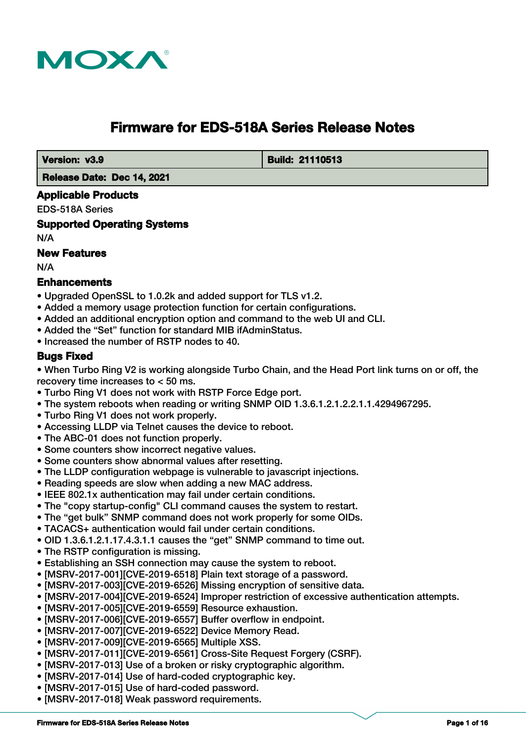# Firmware for EDS-518A Series Release Notes

| Version: v3.9 | Build: 21110513 |
|---|---|
| Release Date: Dec 14, 2021 | |

## Applicable Products

EDS-518A Series

## Supported Operating Systems

N/A

## New Features

N/A

## Enhancements

- Upgraded OpenSSL to 1.0.2k and added support for TLS v1.2.
- Added a memory usage protection function for certain configurations.
- Added an additional encryption option and command to the web UI and CLI.
- Added the “Set” function for standard MIB ifAdminStatus.
- Increased the number of RSTP nodes to 40.

## Bugs Fixed

- When Turbo Ring V2 is working alongside Turbo Chain, and the Head Port link turns on or off, the recovery time increases to < 50 ms.
- Turbo Ring V1 does not work with RSTP Force Edge port.
- The system reboots when reading or writing SNMP OID 1.3.6.1.2.1.2.2.1.1.4294967295.
- Turbo Ring V1 does not work properly.
- Accessing LLDP via Telnet causes the device to reboot.
- The ABC-01 does not function properly.
- Some counters show incorrect negative values.
- Some counters show abnormal values after resetting.
- The LLDP configuration webpage is vulnerable to javascript injections.
- Reading speeds are slow when adding a new MAC address.
- IEEE 802.1x authentication may fail under certain conditions.
- The "copy startup-config" CLI command causes the system to restart.
- The “get bulk” SNMP command does not work properly for some OIDs.
- TACACS+ authentication would fail under certain conditions.
- OID 1.3.6.1.2.1.17.4.3.1.1 causes the “get” SNMP command to time out.
- The RSTP configuration is missing.
- Establishing an SSH connection may cause the system to reboot.
- [MSRV-2017-001][CVE-2019-6518] Plain text storage of a password.
- [MSRV-2017-003][CVE-2019-6526] Missing encryption of sensitive data.
- [MSRV-2017-004][CVE-2019-6524] Improper restriction of excessive authentication attempts.
- [MSRV-2017-005][CVE-2019-6559] Resource exhaustion.
- [MSRV-2017-006][CVE-2019-6557] Buffer overflow in endpoint.
- [MSRV-2017-007][CVE-2019-6522] Device Memory Read.
- [MSRV-2017-009][CVE-2019-6565] Multiple XSS.
- [MSRV-2017-011][CVE-2019-6561] Cross-Site Request Forgery (CSRF).
- [MSRV-2017-013] Use of a broken or risky cryptographic algorithm.
- [MSRV-2017-014] Use of hard-coded cryptographic key.
- [MSRV-2017-015] Use of hard-coded password.
- [MSRV-2017-018] Weak password requirements.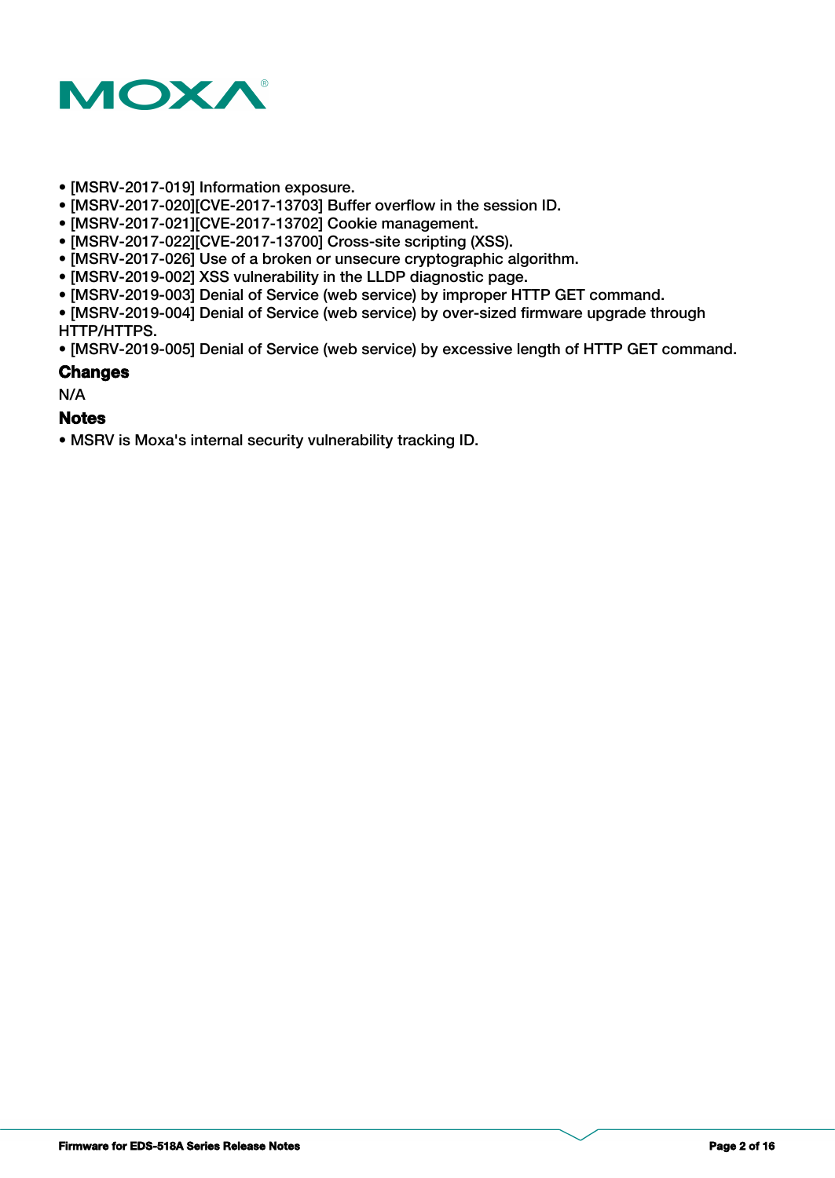- [MSRV-2017-019] Information exposure.
- [MSRV-2017-020][CVE-2017-13703] Buffer overflow in the session ID.
- [MSRV-2017-021][CVE-2017-13702] Cookie management.
- [MSRV-2017-022][CVE-2017-13700] Cross-site scripting (XSS).
- [MSRV-2017-026] Use of a broken or unsecure cryptographic algorithm.
- [MSRV-2019-002] XSS vulnerability in the LLDP diagnostic page.
- [MSRV-2019-003] Denial of Service (web service) by improper HTTP GET command.
- [MSRV-2019-004] Denial of Service (web service) by over-sized firmware upgrade through HTTP/HTTPS.
- [MSRV-2019-005] Denial of Service (web service) by excessive length of HTTP GET command.

### Changes

N/A

### Notes

- MSRV is Moxa's internal security vulnerability tracking ID.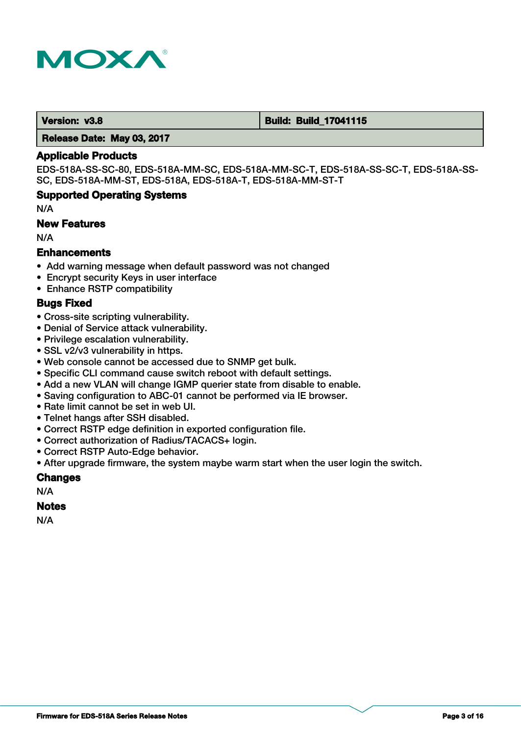| Version: v3.8 | Build: Build_17041115 |
| --- | --- |
| Release Date: May 03, 2017 | |

## Applicable Products

EDS-518A-SS-SC-80, EDS-518A-MM-SC, EDS-518A-MM-SC-T, EDS-518A-SS-SC-T, EDS-518A-SS-SC, EDS-518A-MM-ST, EDS-518A, EDS-518A-T, EDS-518A-MM-ST-T

## Supported Operating Systems

N/A

## New Features

N/A

## Enhancements

- Add warning message when default password was not changed
- Encrypt security Keys in user interface
- Enhance RSTP compatibility

## Bugs Fixed

- Cross-site scripting vulnerability.
- Denial of Service attack vulnerability.
- Privilege escalation vulnerability.
- SSL v2/v3 vulnerability in https.
- Web console cannot be accessed due to SNMP get bulk.
- Specific CLI command cause switch reboot with default settings.
- Add a new VLAN will change IGMP querier state from disable to enable.
- Saving configuration to ABC-01 cannot be performed via IE browser.
- Rate limit cannot be set in web UI.
- Telnet hangs after SSH disabled.
- Correct RSTP edge definition in exported configuration file.
- Correct authorization of Radius/TACACS+ login.
- Correct RSTP Auto-Edge behavior.
- After upgrade firmware, the system maybe warm start when the user login the switch.

## Changes

N/A

## Notes

N/A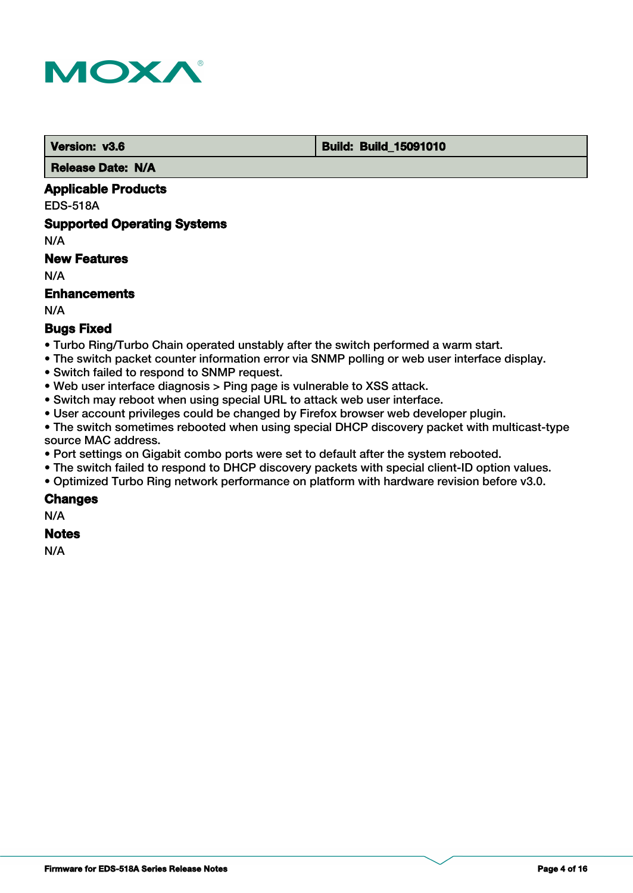| Version: v3.6 | Build: Build_15091010 |
| --- | --- |
| Release Date: N/A | |

### Applicable Products

EDS-518A

### Supported Operating Systems

N/A

### New Features

N/A

### Enhancements

N/A

### Bugs Fixed

- Turbo Ring/Turbo Chain operated unstably after the switch performed a warm start.
- The switch packet counter information error via SNMP polling or web user interface display.
- Switch failed to respond to SNMP request.
- Web user interface diagnosis > Ping page is vulnerable to XSS attack.
- Switch may reboot when using special URL to attack web user interface.
- User account privileges could be changed by Firefox browser web developer plugin.
- The switch sometimes rebooted when using special DHCP discovery packet with multicast-type source MAC address.
- Port settings on Gigabit combo ports were set to default after the system rebooted.
- The switch failed to respond to DHCP discovery packets with special client-ID option values.
- Optimized Turbo Ring network performance on platform with hardware revision before v3.0.

### Changes

N/A

### Notes

N/A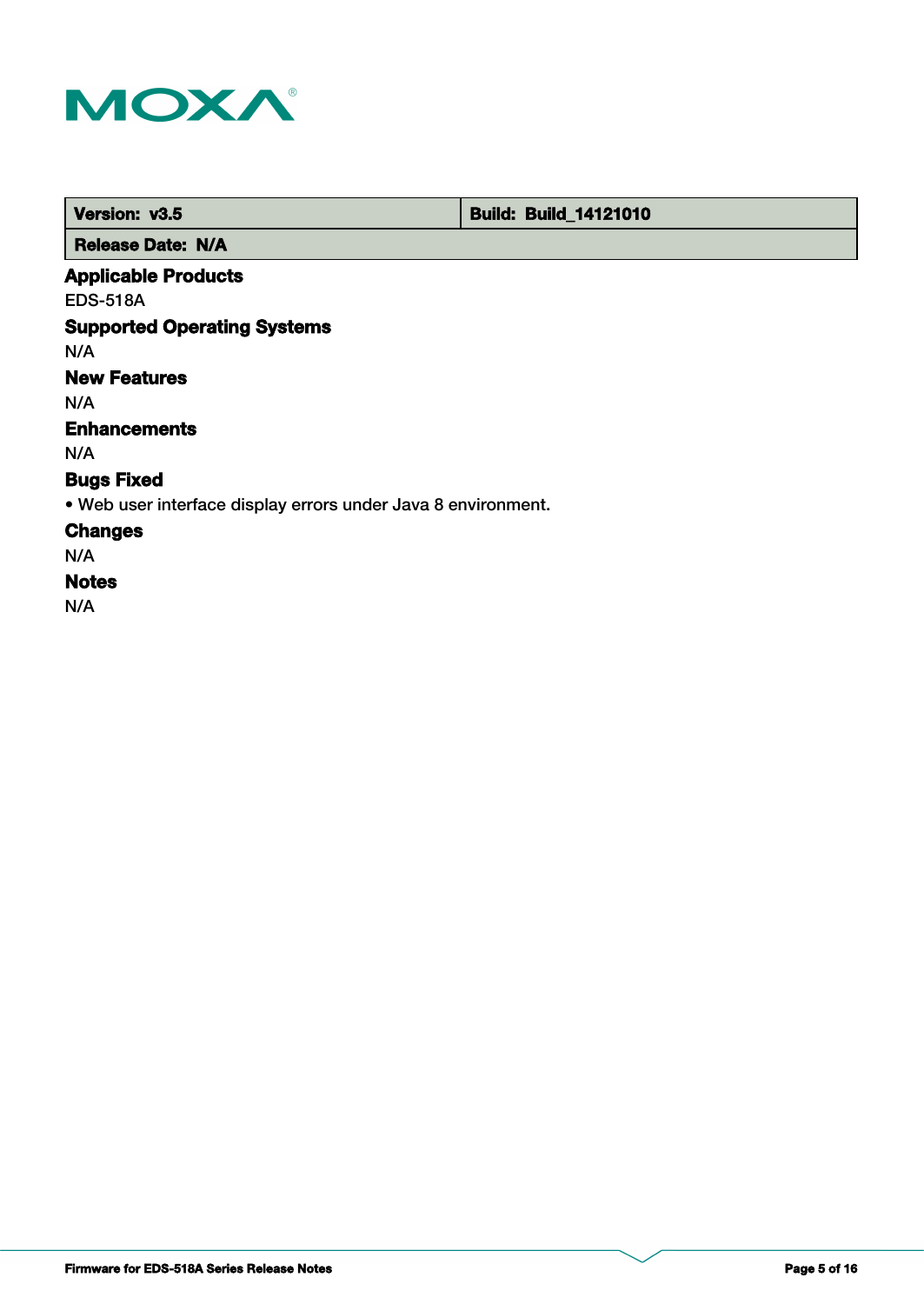| Version: v3.5 | Build: Build_14121010 |
| --- | --- |
| Release Date: N/A | |

### Applicable Products

EDS-518A

### Supported Operating Systems

N/A

### New Features

N/A

### Enhancements

N/A

### Bugs Fixed

- Web user interface display errors under Java 8 environment.

### Changes

N/A

### Notes

N/A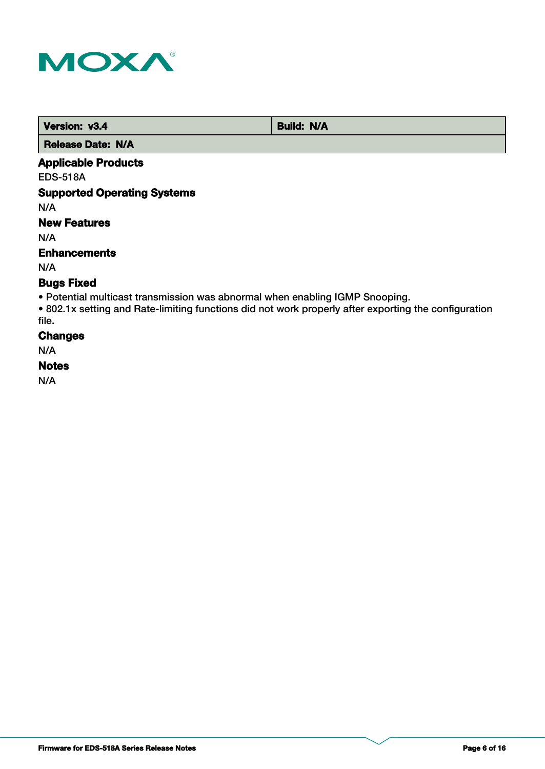| Version: v3.4 | Build: N/A |
| --- | --- |
| Release Date: N/A | |

### Applicable Products

EDS-518A

### Supported Operating Systems

N/A

### New Features

N/A

### Enhancements

N/A

### Bugs Fixed

• Potential multicast transmission was abnormal when enabling IGMP Snooping.
• 802.1x setting and Rate-limiting functions did not work properly after exporting the configuration file.

### Changes

N/A

### Notes

N/A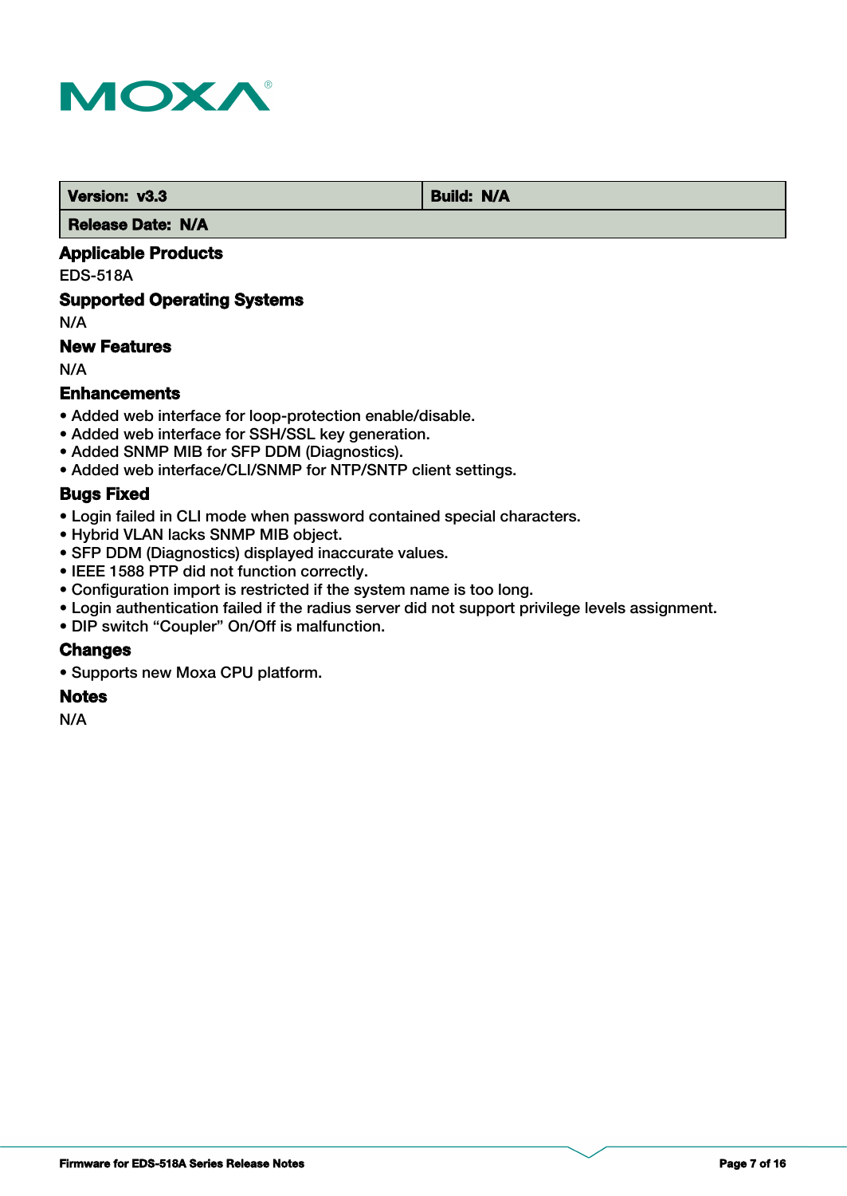| Version: v3.3 | Build: N/A |
| --- | --- |
| Release Date: N/A | |

### Applicable Products

EDS-518A

### Supported Operating Systems

N/A

### New Features

N/A

### Enhancements

- Added web interface for loop-protection enable/disable.
- Added web interface for SSH/SSL key generation.
- Added SNMP MIB for SFP DDM (Diagnostics).
- Added web interface/CLI/SNMP for NTP/SNTP client settings.

### Bugs Fixed

- Login failed in CLI mode when password contained special characters.
- Hybrid VLAN lacks SNMP MIB object.
- SFP DDM (Diagnostics) displayed inaccurate values.
- IEEE 1588 PTP did not function correctly.
- Configuration import is restricted if the system name is too long.
- Login authentication failed if the radius server did not support privilege levels assignment.
- DIP switch “Coupler” On/Off is malfunction.

### Changes

- Supports new Moxa CPU platform.

### Notes

N/A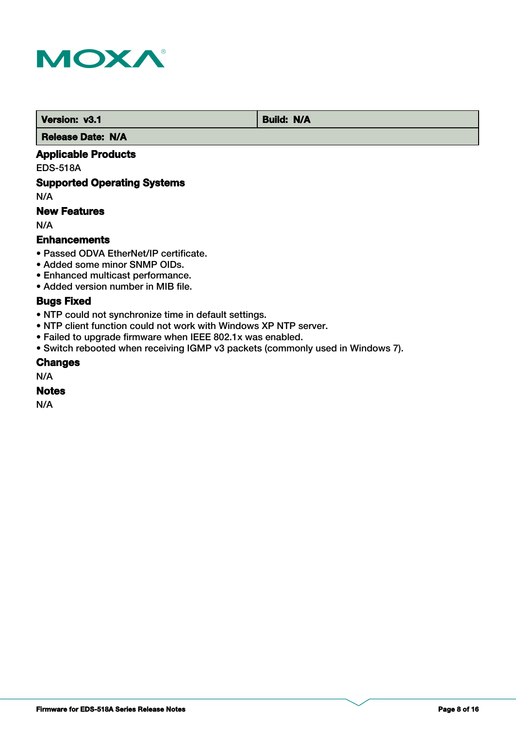| Version: v3.1 | Build: N/A |
| --- | --- |
| Release Date: N/A | |

### Applicable Products

EDS-518A

### Supported Operating Systems

N/A

### New Features

N/A

### Enhancements

- Passed ODVA EtherNet/IP certificate.
- Added some minor SNMP OIDs.
- Enhanced multicast performance.
- Added version number in MIB file.

### Bugs Fixed

- NTP could not synchronize time in default settings.
- NTP client function could not work with Windows XP NTP server.
- Failed to upgrade firmware when IEEE 802.1x was enabled.
- Switch rebooted when receiving IGMP v3 packets (commonly used in Windows 7).

### Changes

N/A

### Notes

N/A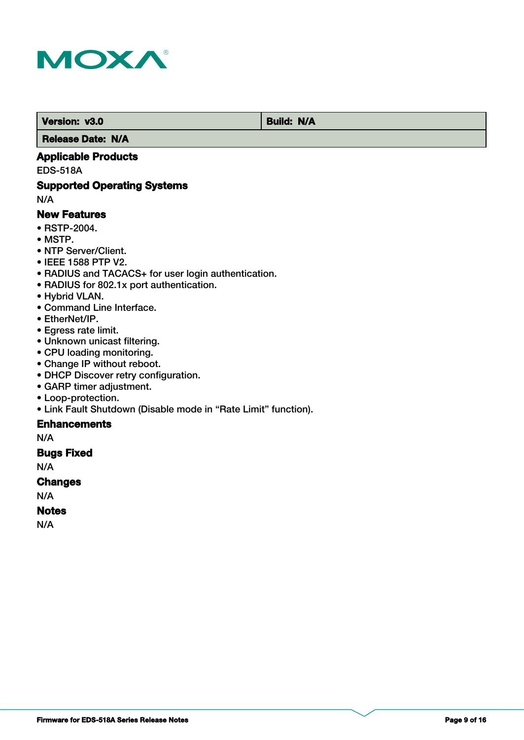| Version: v3.0 | Build: N/A |
| --- | --- |
| Release Date: N/A | |

### Applicable Products

EDS-518A

### Supported Operating Systems

N/A

### New Features

- RSTP-2004.
- MSTP.
- NTP Server/Client.
- IEEE 1588 PTP V2.
- RADIUS and TACACS+ for user login authentication.
- RADIUS for 802.1x port authentication.
- Hybrid VLAN.
- Command Line Interface.
- EtherNet/IP.
- Egress rate limit.
- Unknown unicast filtering.
- CPU loading monitoring.
- Change IP without reboot.
- DHCP Discover retry configuration.
- GARP timer adjustment.
- Loop-protection.
- Link Fault Shutdown (Disable mode in “Rate Limit” function).

### Enhancements

N/A

### Bugs Fixed

N/A

### Changes

N/A

### Notes

N/A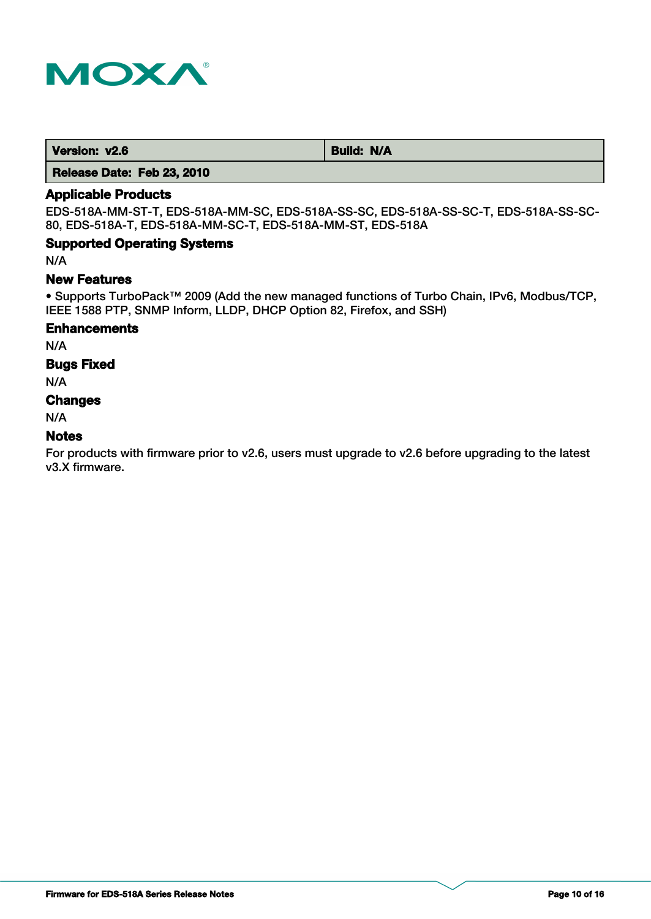| Version: v2.6 | Build: N/A |
| --- | --- |
| Release Date: Feb 23, 2010 | |

### Applicable Products

EDS-518A-MM-ST-T, EDS-518A-MM-SC, EDS-518A-SS-SC, EDS-518A-SS-SC-T, EDS-518A-SS-SC-80, EDS-518A-T, EDS-518A-MM-SC-T, EDS-518A-MM-ST, EDS-518A

### Supported Operating Systems

N/A

### New Features

- Supports TurboPack™ 2009 (Add the new managed functions of Turbo Chain, IPv6, Modbus/TCP, IEEE 1588 PTP, SNMP Inform, LLDP, DHCP Option 82, Firefox, and SSH)

### Enhancements

N/A

### Bugs Fixed

N/A

### Changes

N/A

### Notes

For products with firmware prior to v2.6, users must upgrade to v2.6 before upgrading to the latest v3.X firmware.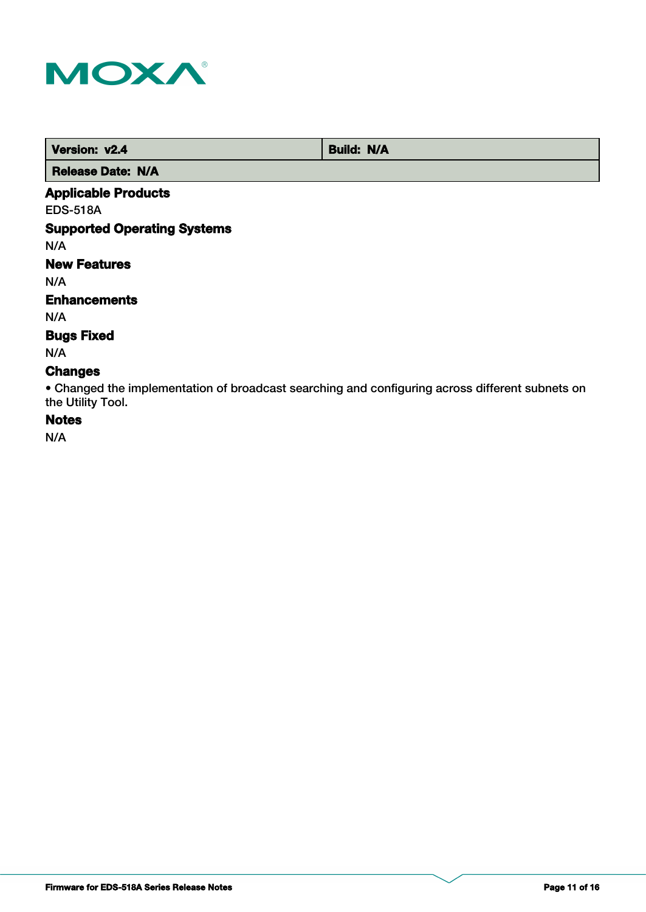| Version: v2.4 | Build: N/A |
| --- | --- |
| Release Date: N/A | |

### Applicable Products

EDS-518A

### Supported Operating Systems

N/A

### New Features

N/A

### Enhancements

N/A

### Bugs Fixed

N/A

### Changes

• Changed the implementation of broadcast searching and configuring across different subnets on the Utility Tool.

### Notes

N/A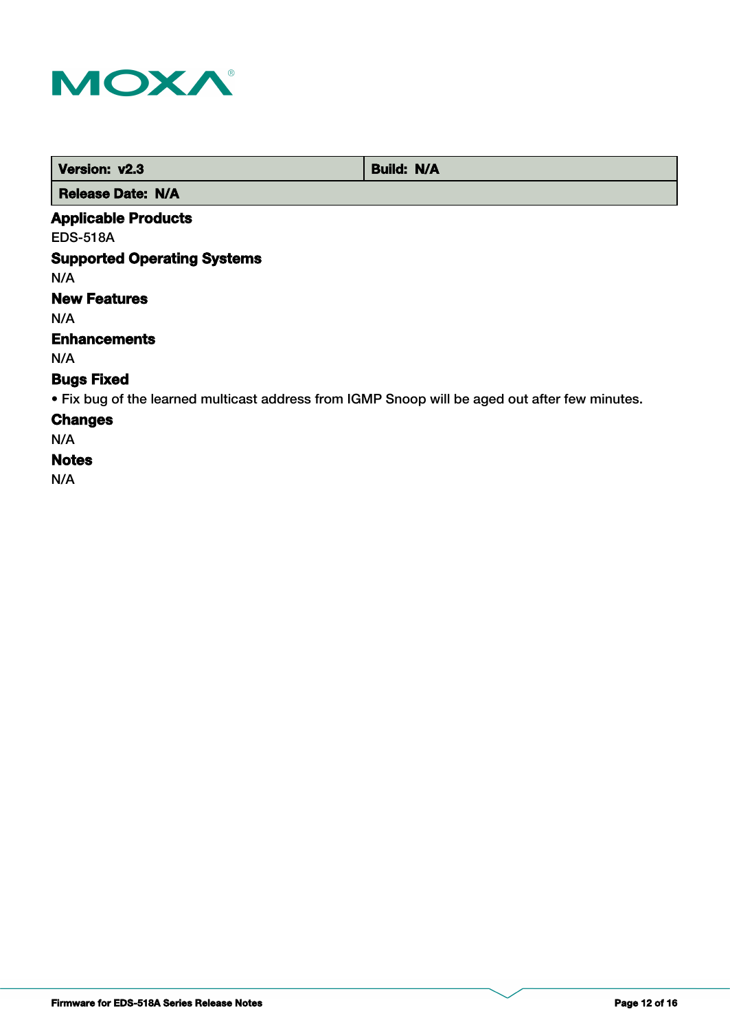| Version: v2.3 | Build: N/A |
|---|---|
| Release Date: N/A | |

### Applicable Products

EDS-518A

### Supported Operating Systems

N/A

### New Features

N/A

### Enhancements

N/A

### Bugs Fixed

• Fix bug of the learned multicast address from IGMP Snoop will be aged out after few minutes.

### Changes

N/A

### Notes

N/A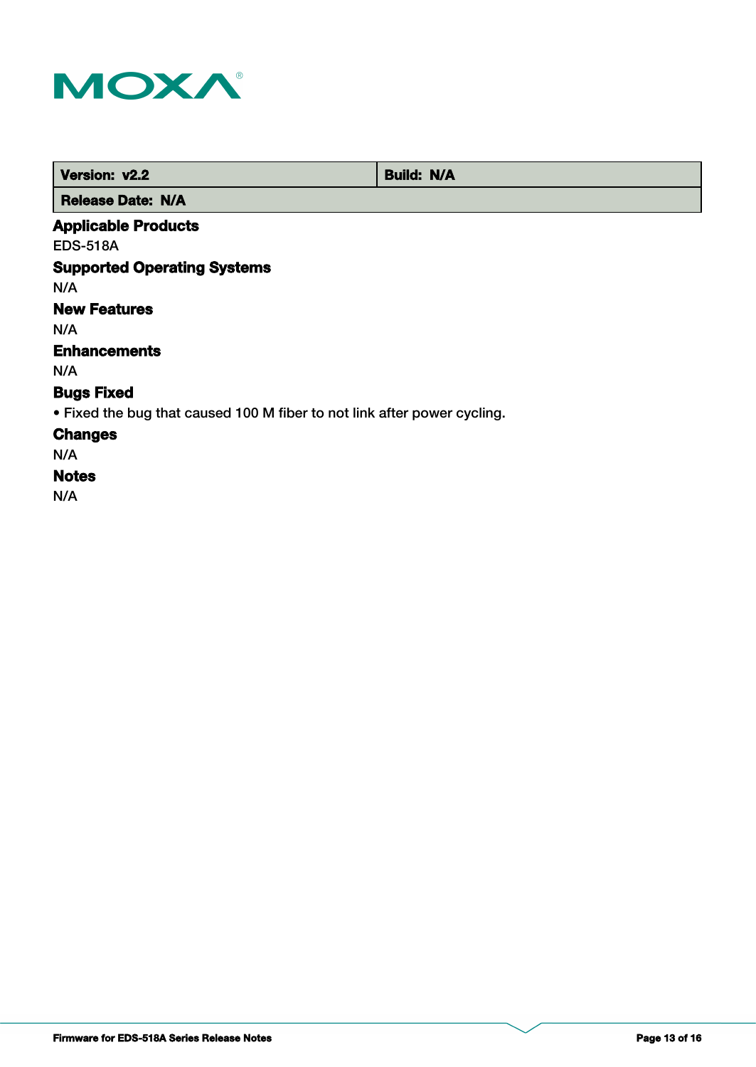| Version: v2.2 | Build: N/A |
| --- | --- |
| Release Date: N/A | |

### Applicable Products

EDS-518A

### Supported Operating Systems

N/A

### New Features

N/A

### Enhancements

N/A

### Bugs Fixed

- Fixed the bug that caused 100 M fiber to not link after power cycling.

### Changes

N/A

### Notes

N/A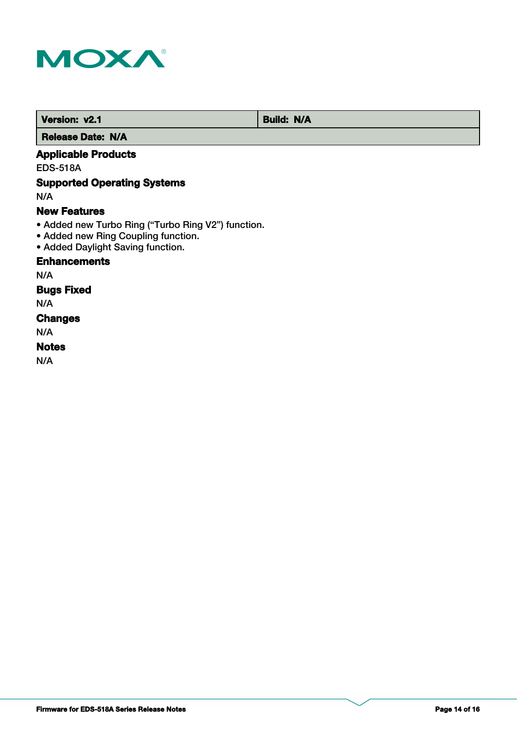| Version: v2.1 | Build: N/A |
| --- | --- |
| Release Date: N/A | |

### Applicable Products

EDS-518A

### Supported Operating Systems

N/A

### New Features

- Added new Turbo Ring (“Turbo Ring V2”) function.
- Added new Ring Coupling function.
- Added Daylight Saving function.

### Enhancements

N/A

### Bugs Fixed

N/A

### Changes

N/A

### Notes

N/A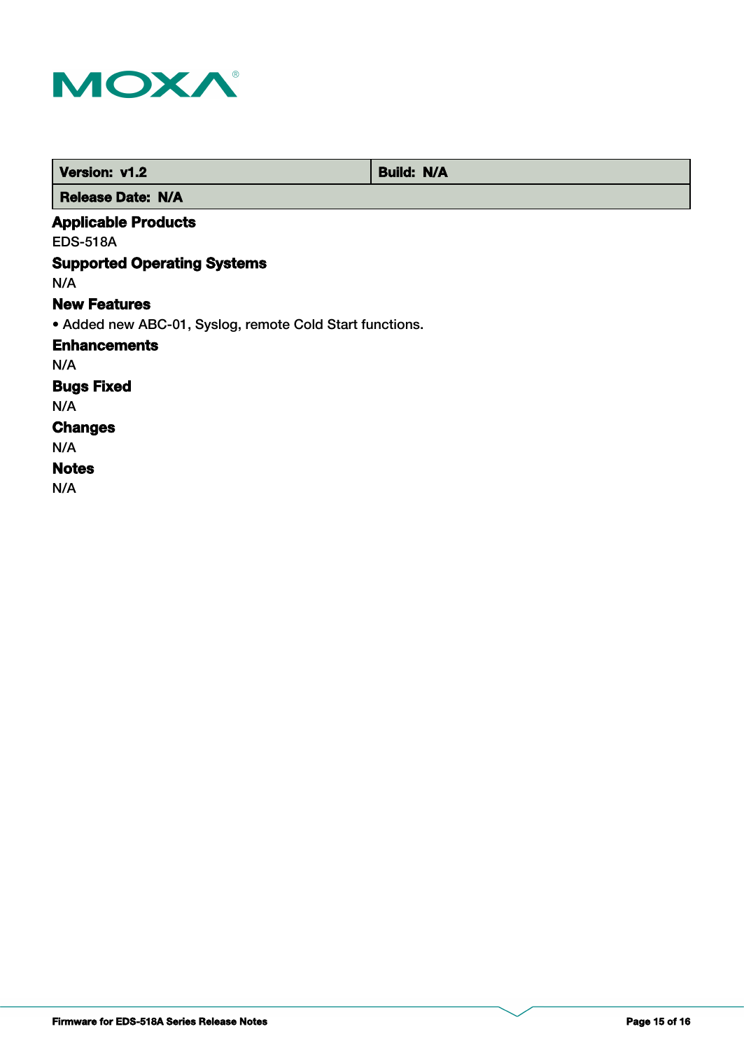| Version: v1.2 | Build: N/A |
| --- | --- |
| Release Date: N/A | |

### Applicable Products

EDS-518A

### Supported Operating Systems

N/A

### New Features

- Added new ABC-01, Syslog, remote Cold Start functions.

### Enhancements

N/A

### Bugs Fixed

N/A

### Changes

N/A

### Notes

N/A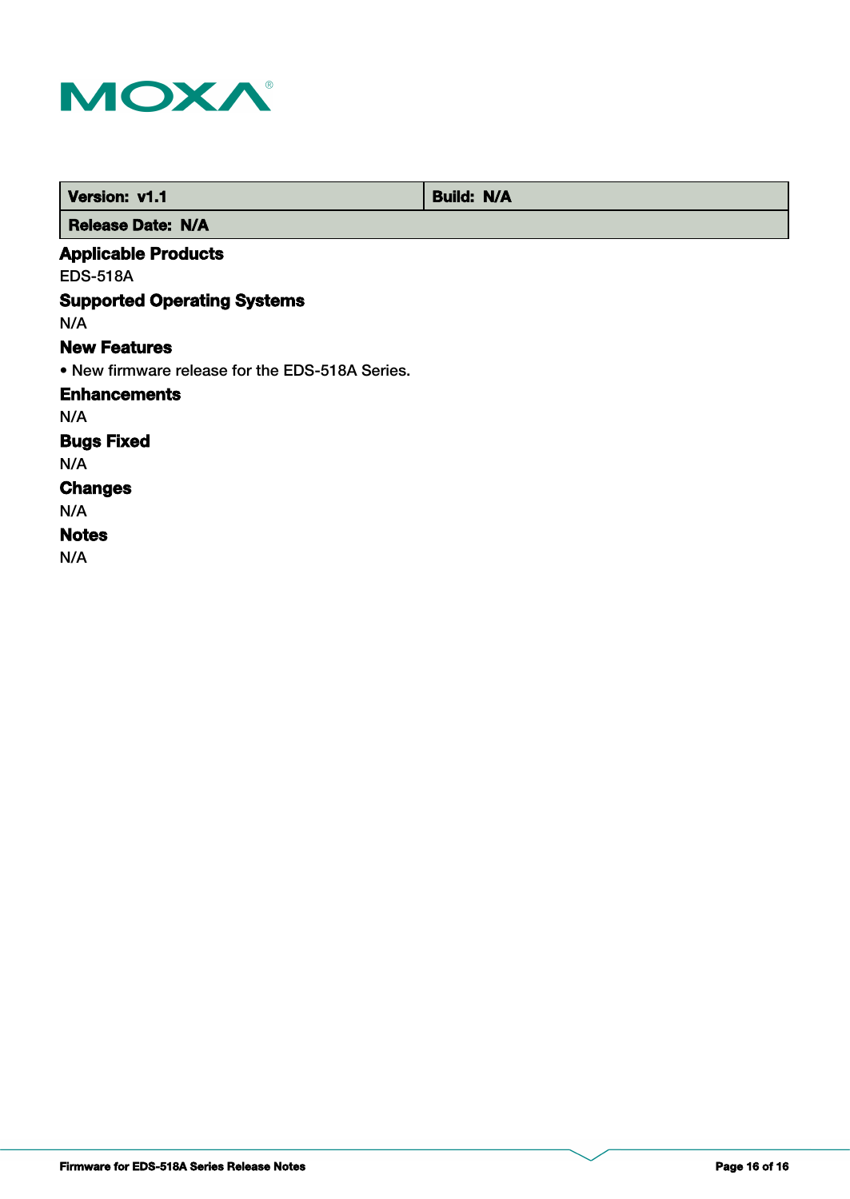| Version: v1.1 | Build: N/A |
| --- | --- |
| Release Date: N/A | |

### Applicable Products

EDS-518A

### Supported Operating Systems

N/A

### New Features

- New firmware release for the EDS-518A Series.

### Enhancements

N/A

### Bugs Fixed

N/A

### Changes

N/A

### Notes

N/A